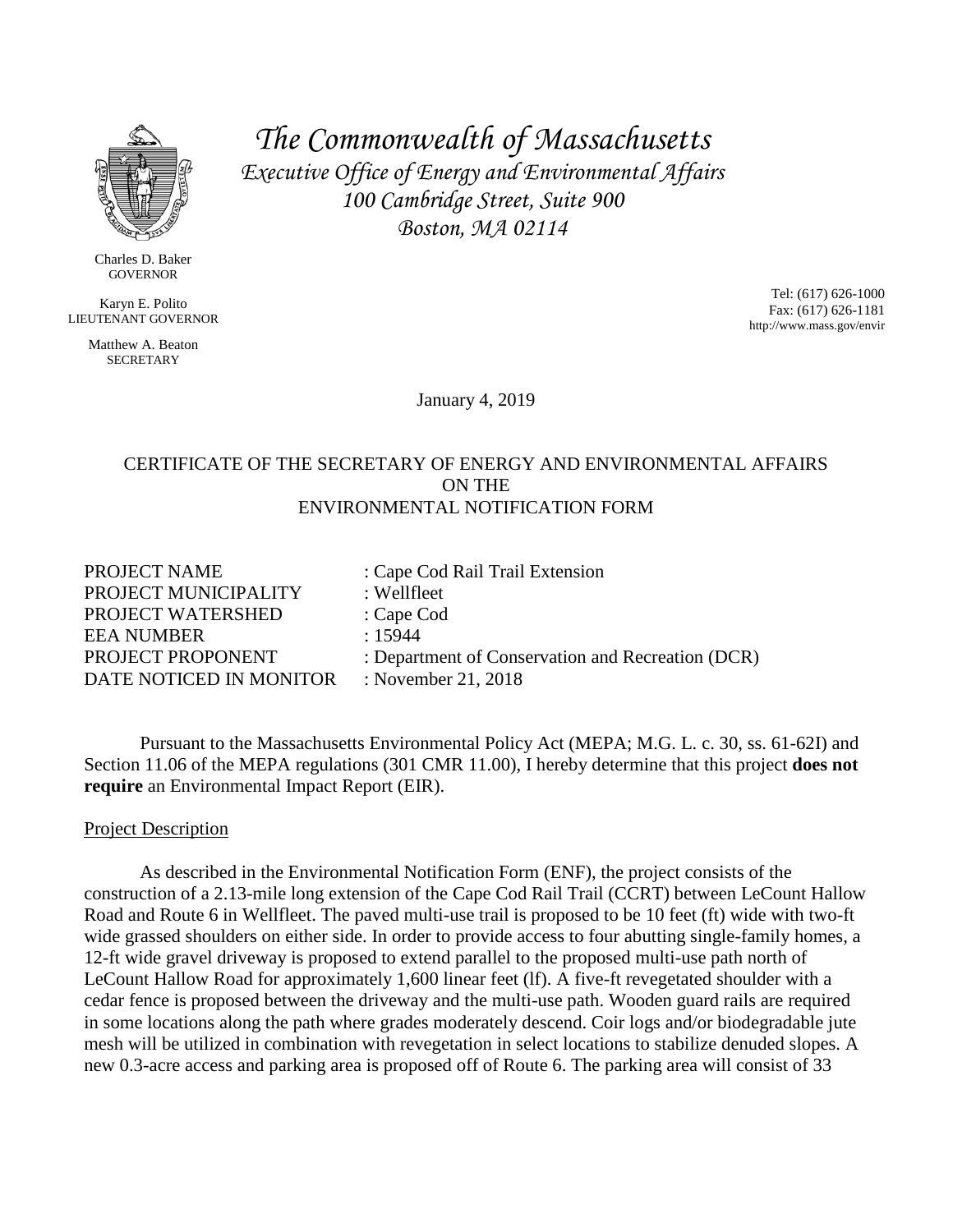# The Commonwealth of Massachusetts

*Executive Office of Energy and Environmental Affairs*
*100 Cambridge Street, Suite 900*
*Boston, MA 02114*

Charles D. Baker
GOVERNOR

Karyn E. Polito
LIEUTENANT GOVERNOR

Matthew A. Beaton
SECRETARY

Tel: (617) 626-1000
Fax: (617) 626-1181
http://www.mass.gov/envir

January 4, 2019

CERTIFICATE OF THE SECRETARY OF ENERGY AND ENVIRONMENTAL AFFAIRS
ON THE
ENVIRONMENTAL NOTIFICATION FORM

PROJECT NAME : Cape Cod Rail Trail Extension
PROJECT MUNICIPALITY : Wellfleet
PROJECT WATERSHED : Cape Cod
EEA NUMBER : 15944
PROJECT PROPONENT : Department of Conservation and Recreation (DCR)
DATE NOTICED IN MONITOR : November 21, 2018

Pursuant to the Massachusetts Environmental Policy Act (MEPA; M.G. L. c. 30, ss. 61-62I) and Section 11.06 of the MEPA regulations (301 CMR 11.00), I hereby determine that this project **does not require** an Environmental Impact Report (EIR).

Project Description

As described in the Environmental Notification Form (ENF), the project consists of the construction of a 2.13-mile long extension of the Cape Cod Rail Trail (CCRT) between LeCount Hallow Road and Route 6 in Wellfleet. The paved multi-use trail is proposed to be 10 feet (ft) wide with two-ft wide grassed shoulders on either side. In order to provide access to four abutting single-family homes, a 12-ft wide gravel driveway is proposed to extend parallel to the proposed multi-use path north of LeCount Hallow Road for approximately 1,600 linear feet (lf). A five-ft revegetated shoulder with a cedar fence is proposed between the driveway and the multi-use path. Wooden guard rails are required in some locations along the path where grades moderately descend. Coir logs and/or biodegradable jute mesh will be utilized in combination with revegetation in select locations to stabilize denuded slopes. A new 0.3-acre access and parking area is proposed off of Route 6. The parking area will consist of 33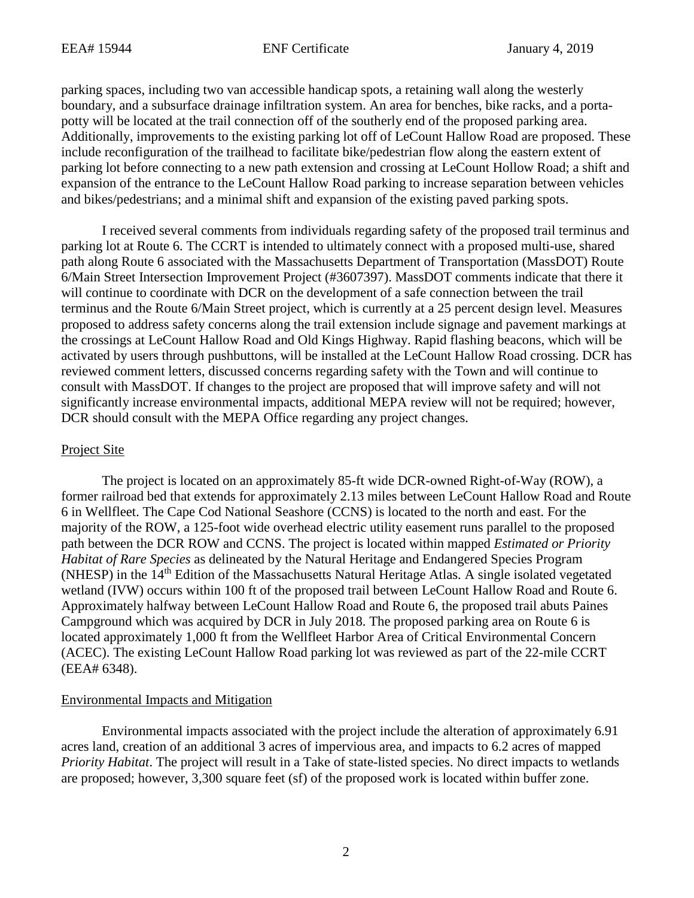parking spaces, including two van accessible handicap spots, a retaining wall along the westerly boundary, and a subsurface drainage infiltration system. An area for benches, bike racks, and a porta-potty will be located at the trail connection off of the southerly end of the proposed parking area. Additionally, improvements to the existing parking lot off of LeCount Hallow Road are proposed. These include reconfiguration of the trailhead to facilitate bike/pedestrian flow along the eastern extent of parking lot before connecting to a new path extension and crossing at LeCount Hollow Road; a shift and expansion of the entrance to the LeCount Hallow Road parking to increase separation between vehicles and bikes/pedestrians; and a minimal shift and expansion of the existing paved parking spots.

I received several comments from individuals regarding safety of the proposed trail terminus and parking lot at Route 6. The CCRT is intended to ultimately connect with a proposed multi-use, shared path along Route 6 associated with the Massachusetts Department of Transportation (MassDOT) Route 6/Main Street Intersection Improvement Project (#3607397). MassDOT comments indicate that there it will continue to coordinate with DCR on the development of a safe connection between the trail terminus and the Route 6/Main Street project, which is currently at a 25 percent design level. Measures proposed to address safety concerns along the trail extension include signage and pavement markings at the crossings at LeCount Hallow Road and Old Kings Highway. Rapid flashing beacons, which will be activated by users through pushbuttons, will be installed at the LeCount Hallow Road crossing. DCR has reviewed comment letters, discussed concerns regarding safety with the Town and will continue to consult with MassDOT. If changes to the project are proposed that will improve safety and will not significantly increase environmental impacts, additional MEPA review will not be required; however, DCR should consult with the MEPA Office regarding any project changes.

## Project Site

The project is located on an approximately 85-ft wide DCR-owned Right-of-Way (ROW), a former railroad bed that extends for approximately 2.13 miles between LeCount Hallow Road and Route 6 in Wellfleet. The Cape Cod National Seashore (CCNS) is located to the north and east. For the majority of the ROW, a 125-foot wide overhead electric utility easement runs parallel to the proposed path between the DCR ROW and CCNS. The project is located within mapped *Estimated or Priority Habitat of Rare Species* as delineated by the Natural Heritage and Endangered Species Program (NHESP) in the 14th Edition of the Massachusetts Natural Heritage Atlas. A single isolated vegetated wetland (IVW) occurs within 100 ft of the proposed trail between LeCount Hallow Road and Route 6. Approximately halfway between LeCount Hallow Road and Route 6, the proposed trail abuts Paines Campground which was acquired by DCR in July 2018. The proposed parking area on Route 6 is located approximately 1,000 ft from the Wellfleet Harbor Area of Critical Environmental Concern (ACEC). The existing LeCount Hallow Road parking lot was reviewed as part of the 22-mile CCRT (EEA# 6348).

## Environmental Impacts and Mitigation

Environmental impacts associated with the project include the alteration of approximately 6.91 acres land, creation of an additional 3 acres of impervious area, and impacts to 6.2 acres of mapped *Priority Habitat*. The project will result in a Take of state-listed species. No direct impacts to wetlands are proposed; however, 3,300 square feet (sf) of the proposed work is located within buffer zone.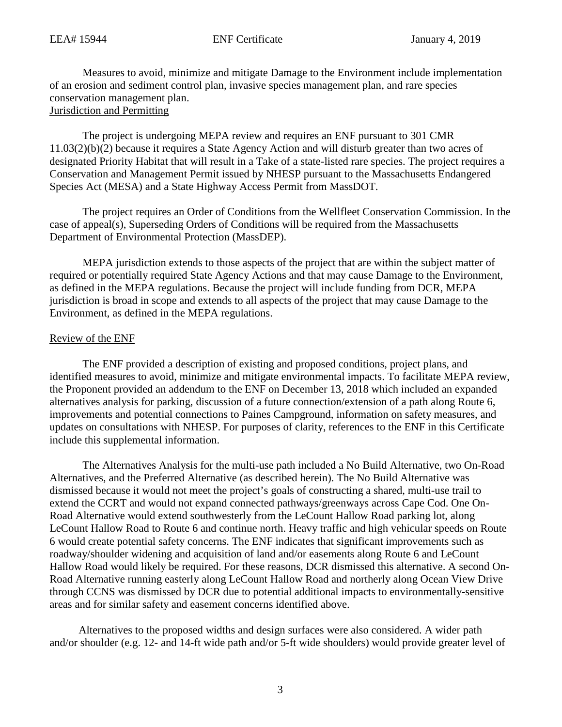Measures to avoid, minimize and mitigate Damage to the Environment include implementation of an erosion and sediment control plan, invasive species management plan, and rare species conservation management plan.

## Jurisdiction and Permitting

The project is undergoing MEPA review and requires an ENF pursuant to 301 CMR 11.03(2)(b)(2) because it requires a State Agency Action and will disturb greater than two acres of designated Priority Habitat that will result in a Take of a state-listed rare species. The project requires a Conservation and Management Permit issued by NHESP pursuant to the Massachusetts Endangered Species Act (MESA) and a State Highway Access Permit from MassDOT.

The project requires an Order of Conditions from the Wellfleet Conservation Commission. In the case of appeal(s), Superseding Orders of Conditions will be required from the Massachusetts Department of Environmental Protection (MassDEP).

MEPA jurisdiction extends to those aspects of the project that are within the subject matter of required or potentially required State Agency Actions and that may cause Damage to the Environment, as defined in the MEPA regulations. Because the project will include funding from DCR, MEPA jurisdiction is broad in scope and extends to all aspects of the project that may cause Damage to the Environment, as defined in the MEPA regulations.

## Review of the ENF

The ENF provided a description of existing and proposed conditions, project plans, and identified measures to avoid, minimize and mitigate environmental impacts. To facilitate MEPA review, the Proponent provided an addendum to the ENF on December 13, 2018 which included an expanded alternatives analysis for parking, discussion of a future connection/extension of a path along Route 6, improvements and potential connections to Paines Campground, information on safety measures, and updates on consultations with NHESP. For purposes of clarity, references to the ENF in this Certificate include this supplemental information.

The Alternatives Analysis for the multi-use path included a No Build Alternative, two On-Road Alternatives, and the Preferred Alternative (as described herein). The No Build Alternative was dismissed because it would not meet the project's goals of constructing a shared, multi-use trail to extend the CCRT and would not expand connected pathways/greenways across Cape Cod. One On-Road Alternative would extend southwesterly from the LeCount Hallow Road parking lot, along LeCount Hallow Road to Route 6 and continue north. Heavy traffic and high vehicular speeds on Route 6 would create potential safety concerns. The ENF indicates that significant improvements such as roadway/shoulder widening and acquisition of land and/or easements along Route 6 and LeCount Hallow Road would likely be required. For these reasons, DCR dismissed this alternative. A second On-Road Alternative running easterly along LeCount Hallow Road and northerly along Ocean View Drive through CCNS was dismissed by DCR due to potential additional impacts to environmentally-sensitive areas and for similar safety and easement concerns identified above.

Alternatives to the proposed widths and design surfaces were also considered. A wider path and/or shoulder (e.g. 12- and 14-ft wide path and/or 5-ft wide shoulders) would provide greater level of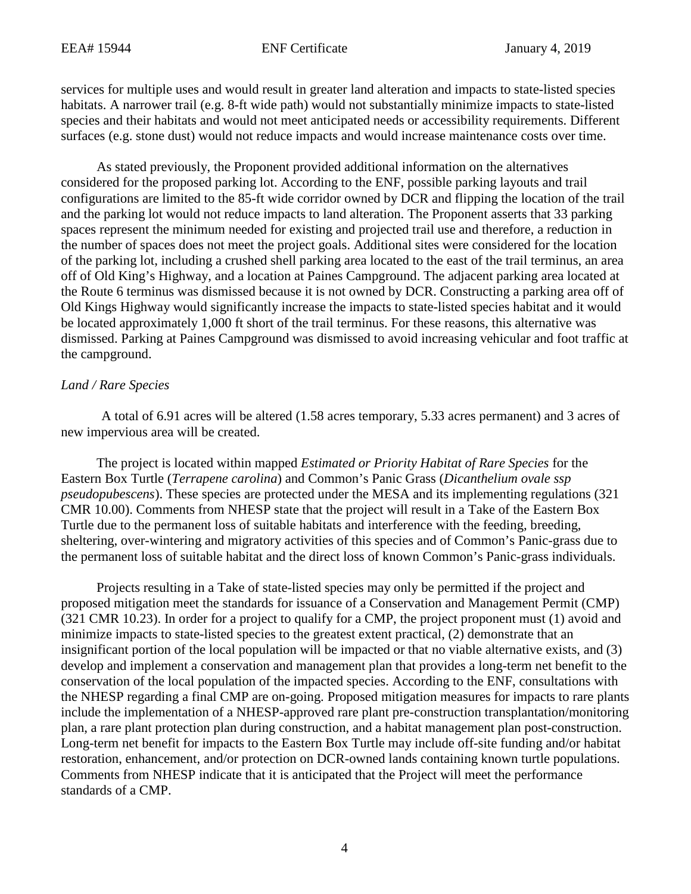services for multiple uses and would result in greater land alteration and impacts to state-listed species habitats. A narrower trail (e.g. 8-ft wide path) would not substantially minimize impacts to state-listed species and their habitats and would not meet anticipated needs or accessibility requirements. Different surfaces (e.g. stone dust) would not reduce impacts and would increase maintenance costs over time.

As stated previously, the Proponent provided additional information on the alternatives considered for the proposed parking lot. According to the ENF, possible parking layouts and trail configurations are limited to the 85-ft wide corridor owned by DCR and flipping the location of the trail and the parking lot would not reduce impacts to land alteration. The Proponent asserts that 33 parking spaces represent the minimum needed for existing and projected trail use and therefore, a reduction in the number of spaces does not meet the project goals. Additional sites were considered for the location of the parking lot, including a crushed shell parking area located to the east of the trail terminus, an area off of Old King's Highway, and a location at Paines Campground. The adjacent parking area located at the Route 6 terminus was dismissed because it is not owned by DCR. Constructing a parking area off of Old Kings Highway would significantly increase the impacts to state-listed species habitat and it would be located approximately 1,000 ft short of the trail terminus. For these reasons, this alternative was dismissed. Parking at Paines Campground was dismissed to avoid increasing vehicular and foot traffic at the campground.

*Land / Rare Species*

A total of 6.91 acres will be altered (1.58 acres temporary, 5.33 acres permanent) and 3 acres of new impervious area will be created.

The project is located within mapped *Estimated or Priority Habitat of Rare Species* for the Eastern Box Turtle (*Terrapene carolina*) and Common's Panic Grass (*Dicanthelium ovale ssp pseudopubescens*). These species are protected under the MESA and its implementing regulations (321 CMR 10.00). Comments from NHESP state that the project will result in a Take of the Eastern Box Turtle due to the permanent loss of suitable habitats and interference with the feeding, breeding, sheltering, over-wintering and migratory activities of this species and of Common's Panic-grass due to the permanent loss of suitable habitat and the direct loss of known Common's Panic-grass individuals.

Projects resulting in a Take of state-listed species may only be permitted if the project and proposed mitigation meet the standards for issuance of a Conservation and Management Permit (CMP) (321 CMR 10.23). In order for a project to qualify for a CMP, the project proponent must (1) avoid and minimize impacts to state-listed species to the greatest extent practical, (2) demonstrate that an insignificant portion of the local population will be impacted or that no viable alternative exists, and (3) develop and implement a conservation and management plan that provides a long-term net benefit to the conservation of the local population of the impacted species. According to the ENF, consultations with the NHESP regarding a final CMP are on-going. Proposed mitigation measures for impacts to rare plants include the implementation of a NHESP-approved rare plant pre-construction transplantation/monitoring plan, a rare plant protection plan during construction, and a habitat management plan post-construction. Long-term net benefit for impacts to the Eastern Box Turtle may include off-site funding and/or habitat restoration, enhancement, and/or protection on DCR-owned lands containing known turtle populations. Comments from NHESP indicate that it is anticipated that the Project will meet the performance standards of a CMP.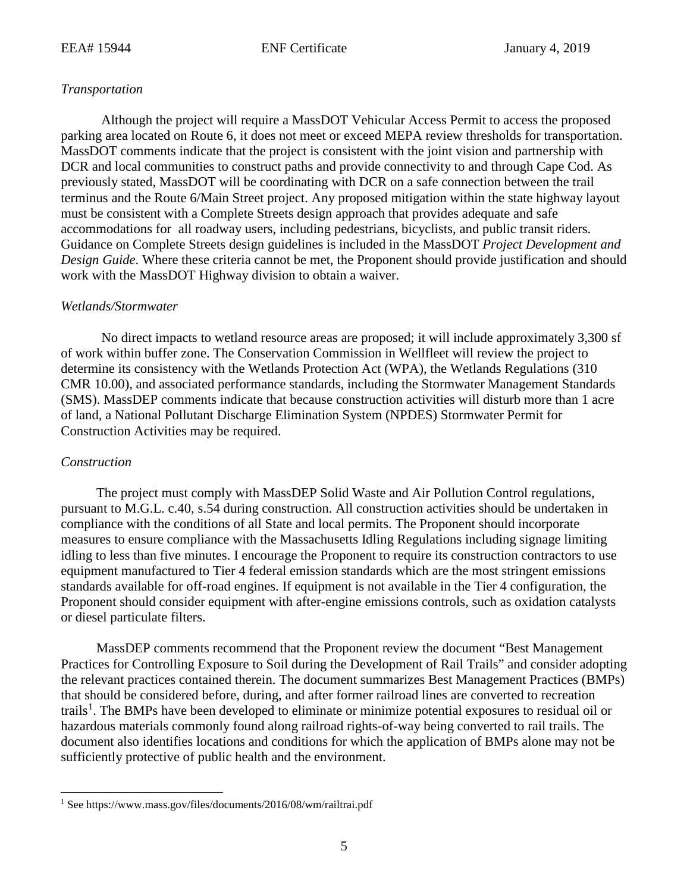*Transportation*

Although the project will require a MassDOT Vehicular Access Permit to access the proposed parking area located on Route 6, it does not meet or exceed MEPA review thresholds for transportation. MassDOT comments indicate that the project is consistent with the joint vision and partnership with DCR and local communities to construct paths and provide connectivity to and through Cape Cod. As previously stated, MassDOT will be coordinating with DCR on a safe connection between the trail terminus and the Route 6/Main Street project. Any proposed mitigation within the state highway layout must be consistent with a Complete Streets design approach that provides adequate and safe accommodations for all roadway users, including pedestrians, bicyclists, and public transit riders. Guidance on Complete Streets design guidelines is included in the MassDOT *Project Development and Design Guide*. Where these criteria cannot be met, the Proponent should provide justification and should work with the MassDOT Highway division to obtain a waiver.

*Wetlands/Stormwater*

No direct impacts to wetland resource areas are proposed; it will include approximately 3,300 sf of work within buffer zone. The Conservation Commission in Wellfleet will review the project to determine its consistency with the Wetlands Protection Act (WPA), the Wetlands Regulations (310 CMR 10.00), and associated performance standards, including the Stormwater Management Standards (SMS). MassDEP comments indicate that because construction activities will disturb more than 1 acre of land, a National Pollutant Discharge Elimination System (NPDES) Stormwater Permit for Construction Activities may be required.

*Construction*

The project must comply with MassDEP Solid Waste and Air Pollution Control regulations, pursuant to M.G.L. c.40, s.54 during construction. All construction activities should be undertaken in compliance with the conditions of all State and local permits. The Proponent should incorporate measures to ensure compliance with the Massachusetts Idling Regulations including signage limiting idling to less than five minutes. I encourage the Proponent to require its construction contractors to use equipment manufactured to Tier 4 federal emission standards which are the most stringent emissions standards available for off-road engines. If equipment is not available in the Tier 4 configuration, the Proponent should consider equipment with after-engine emissions controls, such as oxidation catalysts or diesel particulate filters.

MassDEP comments recommend that the Proponent review the document "Best Management Practices for Controlling Exposure to Soil during the Development of Rail Trails" and consider adopting the relevant practices contained therein. The document summarizes Best Management Practices (BMPs) that should be considered before, during, and after former railroad lines are converted to recreation trails[1]. The BMPs have been developed to eliminate or minimize potential exposures to residual oil or hazardous materials commonly found along railroad rights-of-way being converted to rail trails. The document also identifies locations and conditions for which the application of BMPs alone may not be sufficiently protective of public health and the environment.

[1] See https://www.mass.gov/files/documents/2016/08/wm/railtrai.pdf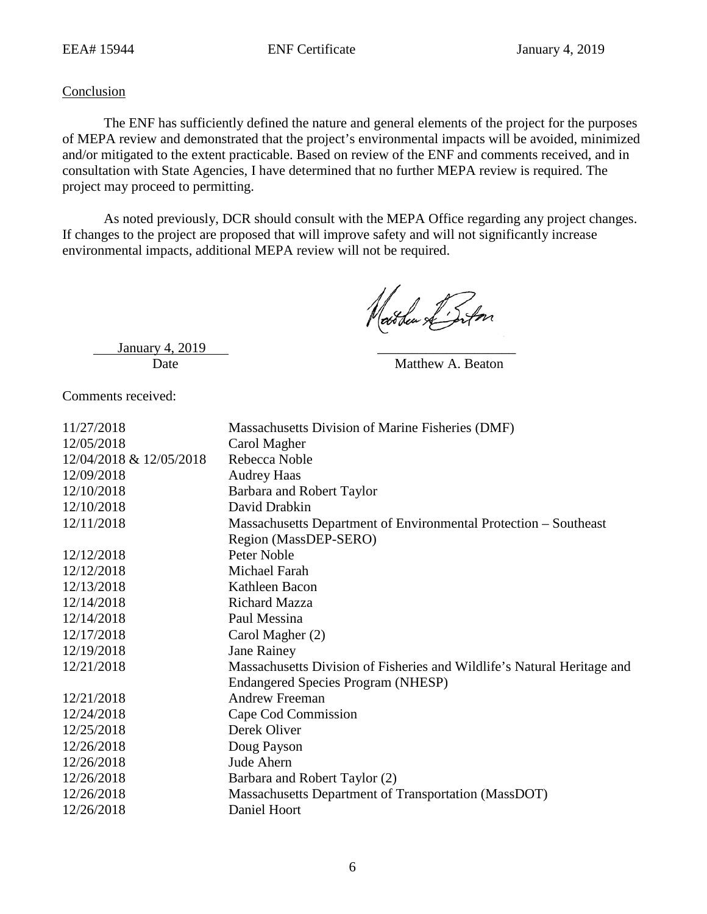## Conclusion

The ENF has sufficiently defined the nature and general elements of the project for the purposes of MEPA review and demonstrated that the project's environmental impacts will be avoided, minimized and/or mitigated to the extent practicable. Based on review of the ENF and comments received, and in consultation with State Agencies, I have determined that no further MEPA review is required. The project may proceed to permitting.

As noted previously, DCR should consult with the MEPA Office regarding any project changes. If changes to the project are proposed that will improve safety and will not significantly increase environmental impacts, additional MEPA review will not be required.

January 4, 2019
Date

Matthew A. Beaton

Comments received:

| | |
|---|---|
| 11/27/2018 | Massachusetts Division of Marine Fisheries (DMF) |
| 12/05/2018 | Carol Magher |
| 12/04/2018 & 12/05/2018 | Rebecca Noble |
| 12/09/2018 | Audrey Haas |
| 12/10/2018 | Barbara and Robert Taylor |
| 12/10/2018 | David Drabkin |
| 12/11/2018 | Massachusetts Department of Environmental Protection – Southeast Region (MassDEP-SERO) |
| 12/12/2018 | Peter Noble |
| 12/12/2018 | Michael Farah |
| 12/13/2018 | Kathleen Bacon |
| 12/14/2018 | Richard Mazza |
| 12/14/2018 | Paul Messina |
| 12/17/2018 | Carol Magher (2) |
| 12/19/2018 | Jane Rainey |
| 12/21/2018 | Massachusetts Division of Fisheries and Wildlife's Natural Heritage and Endangered Species Program (NHESP) |
| 12/21/2018 | Andrew Freeman |
| 12/24/2018 | Cape Cod Commission |
| 12/25/2018 | Derek Oliver |
| 12/26/2018 | Doug Payson |
| 12/26/2018 | Jude Ahern |
| 12/26/2018 | Barbara and Robert Taylor (2) |
| 12/26/2018 | Massachusetts Department of Transportation (MassDOT) |
| 12/26/2018 | Daniel Hoort |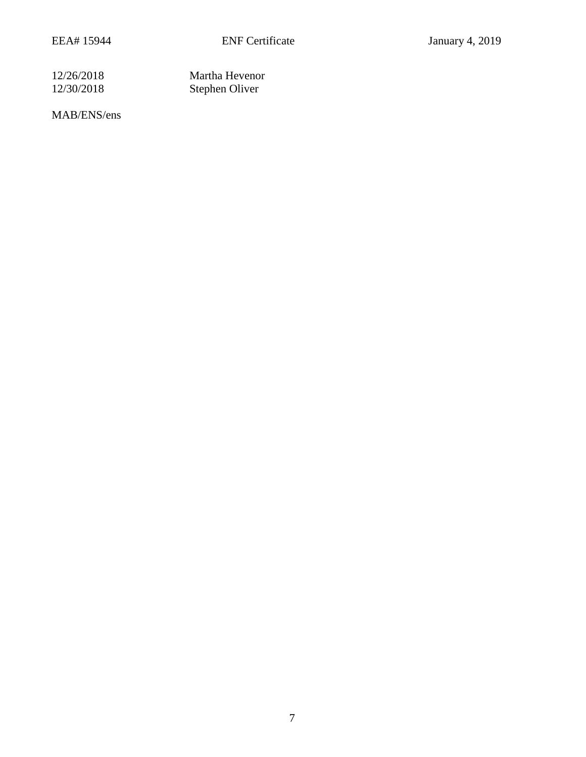| | |
|---|---|
| 12/26/2018 | Martha Hevenor |
| 12/30/2018 | Stephen Oliver |

MAB/ENS/ens